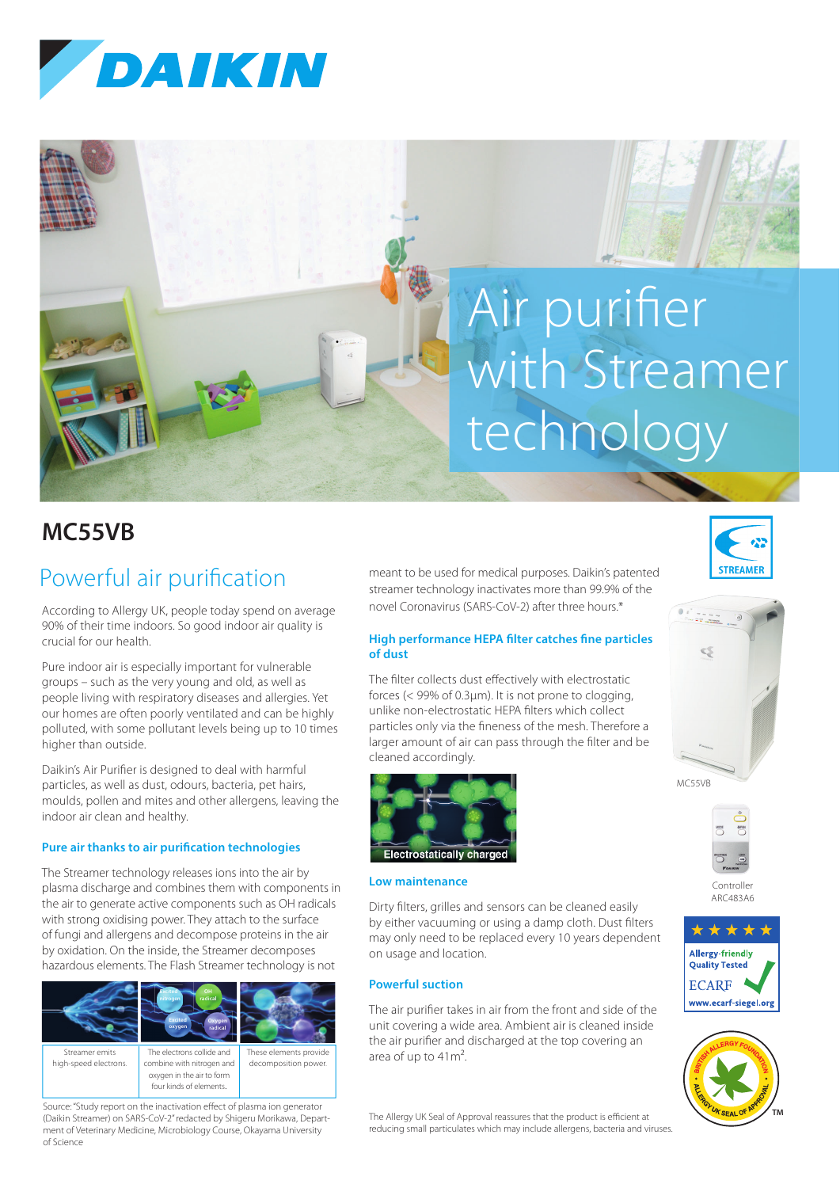# DAIKIN

# Air purifier with Streamer technology

## MC55VB

## Powerful air purification

According to Allergy UK, people today spend on average 90% of their time indoors. So good indoor air quality is crucial for our health.

Pure indoor air is especially important for vulnerable groups – such as the very young and old, as well as people living with respiratory diseases and allergies. Yet our homes are often poorly ventilated and can be highly polluted, with some pollutant levels being up to 10 times higher than outside.

Daikin's Air Purifier is designed to deal with harmful particles, as well as dust, odours, bacteria, pet hairs, moulds, pollen and mites and other allergens, leaving the indoor air clean and healthy.

### Pure air thanks to air purification technologies

The Streamer technology releases ions into the air by plasma discharge and combines them with components in the air to generate active components such as OH radicals with strong oxidising power. They attach to the surface of fungi and allergens and decompose proteins in the air by oxidation. On the inside, the Streamer decomposes hazardous elements. The Flash Streamer technology is not meant to be used for medical purposes. Daikin's patented streamer technology inactivates more than 99.9% of the novel Coronavirus (SARS-CoV-2) after three hours.*

| Streamer emits high-speed electrons. | The electrons collide and combine with nitrogen and oxygen in the air to form four kinds of elements. | These elements provide decomposition power. |
| --- | --- | --- |

Source: *Study report on the inactivation effect of plasma ion generator (Daikin Streamer) on SARS-CoV-2* redacted by Shigeru Morikawa, Department of Veterinary Medicine, Microbiology Course, Okayama University of Science

### High performance HEPA filter catches fine particles of dust

The filter collects dust effectively with electrostatic forces (< 99% of 0.3µm). It is not prone to clogging, unlike non-electrostatic HEPA filters which collect particles only via the fineness of the mesh. Therefore a larger amount of air can pass through the filter and be cleaned accordingly.

Electrostatically charged

### Low maintenance

Dirty filters, grilles and sensors can be cleaned easily by either vacuuming or using a damp cloth. Dust filters may only need to be replaced every 10 years dependent on usage and location.

### Powerful suction

The air purifier takes in air from the front and side of the unit covering a wide area. Ambient air is cleaned inside the air purifier and discharged at the top covering an area of up to 41m$^2$.

The Allergy UK Seal of Approval reassures that the product is efficient at reducing small particulates which may include allergens, bacteria and viruses.

STREAMER

MC55VB

Controller ARC483A6

Allergy-friendly Quality Tested ECARF www.ecarf-siegel.org

British Allergy Foundation – Allergy UK Seal of Approval™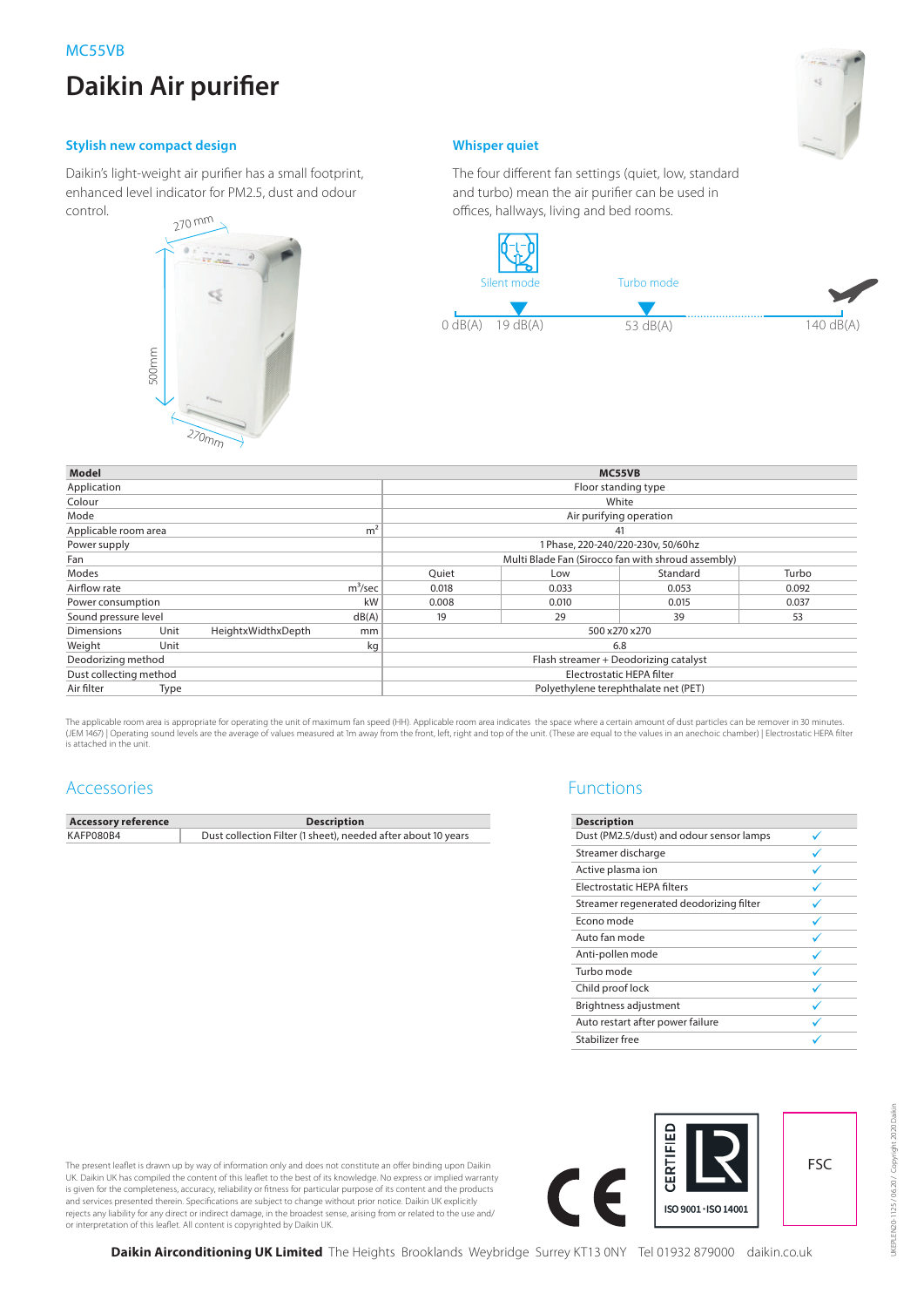MC55VB

# Daikin Air purifier

### Stylish new compact design

Daikin's light-weight air purifier has a small footprint, enhanced level indicator for PM2.5, dust and odour control.

270 mm

500mm

270mm

### Whisper quiet

The four different fan settings (quiet, low, standard and turbo) mean the air purifier can be used in offices, hallways, living and bed rooms.

Silent mode

Turbo mode

0 dB(A) 19 dB(A) 53 dB(A) 140 dB(A)

| Model | | | | MC55VB | | | |
|---|---|---|---|---|---|---|---|
| Application | | | | Floor standing type | | | |
| Colour | | | | White | | | |
| Mode | | | | Air purifying operation | | | |
| Applicable room area | | | $m^2$ | 41 | | | |
| Power supply | | | | 1 Phase, 220-240/220-230v, 50/60hz | | | |
| Fan | | | | Multi Blade Fan (Sirocco fan with shroud assembly) | | | |
| Modes | | | | Quiet | Low | Standard | Turbo |
| Airflow rate | | | $m^3$/sec | 0.018 | 0.033 | 0.053 | 0.092 |
| Power consumption | | | kW | 0.008 | 0.010 | 0.015 | 0.037 |
| Sound pressure level | | | dB(A) | 19 | 29 | 39 | 53 |
| Dimensions | Unit | HeightxWidthxDepth | mm | 500 x270 x270 | | | |
| Weight | Unit | | kg | 6.8 | | | |
| Deodorizing method | | | | Flash streamer + Deodorizing catalyst | | | |
| Dust collecting method | | | | Electrostatic HEPA filter | | | |
| Air filter | Type | | | Polyethylene terephthalate net (PET) | | | |

The applicable room area is appropriate for operating the unit of maximum fan speed (HH). Applicable room area indicates the space where a certain amount of dust particles can be remover in 30 minutes. (JEM 1467) | Operating sound levels are the average of values measured at 1m away from the front, left, right and top of the unit. (These are equal to the values in an anechoic chamber) | Electrostatic HEPA filter is attached in the unit.

## Accessories

| Accessory reference | Description |
|---|---|
| KAFP080B4 | Dust collection Filter (1 sheet), needed after about 10 years |

## Functions

| Description | |
|---|---|
| Dust (PM2.5/dust) and odour sensor lamps | ✓ |
| Streamer discharge | ✓ |
| Active plasma ion | ✓ |
| Electrostatic HEPA filters | ✓ |
| Streamer regenerated deodorizing filter | ✓ |
| Econo mode | ✓ |
| Auto fan mode | ✓ |
| Anti-pollen mode | ✓ |
| Turbo mode | ✓ |
| Child proof lock | ✓ |
| Brightness adjustment | ✓ |
| Auto restart after power failure | ✓ |
| Stabilizer free | ✓ |

The present leaflet is drawn up by way of information only and does not constitute an offer binding upon Daikin UK. Daikin UK has compiled the content of this leaflet to the best of its knowledge. No express or implied warranty is given for the completeness, accuracy, reliability or fitness for particular purpose of its content and the products and services presented therein. Specifications are subject to change without prior notice. Daikin UK explicitly rejects any liability for any direct or indirect damage, in the broadest sense, arising from or related to the use and/or interpretation of this leaflet. All content is copyrighted by Daikin UK.

CE

CERTIFIED ISO 9001 · ISO 14001

FSC

UKEPLEN20-112 5 / 06.20 / Copyright 2020 Daikin

**Daikin Airconditioning UK Limited** The Heights Brooklands Weybridge Surrey KT13 0NY Tel 01932 879000 daikin.co.uk